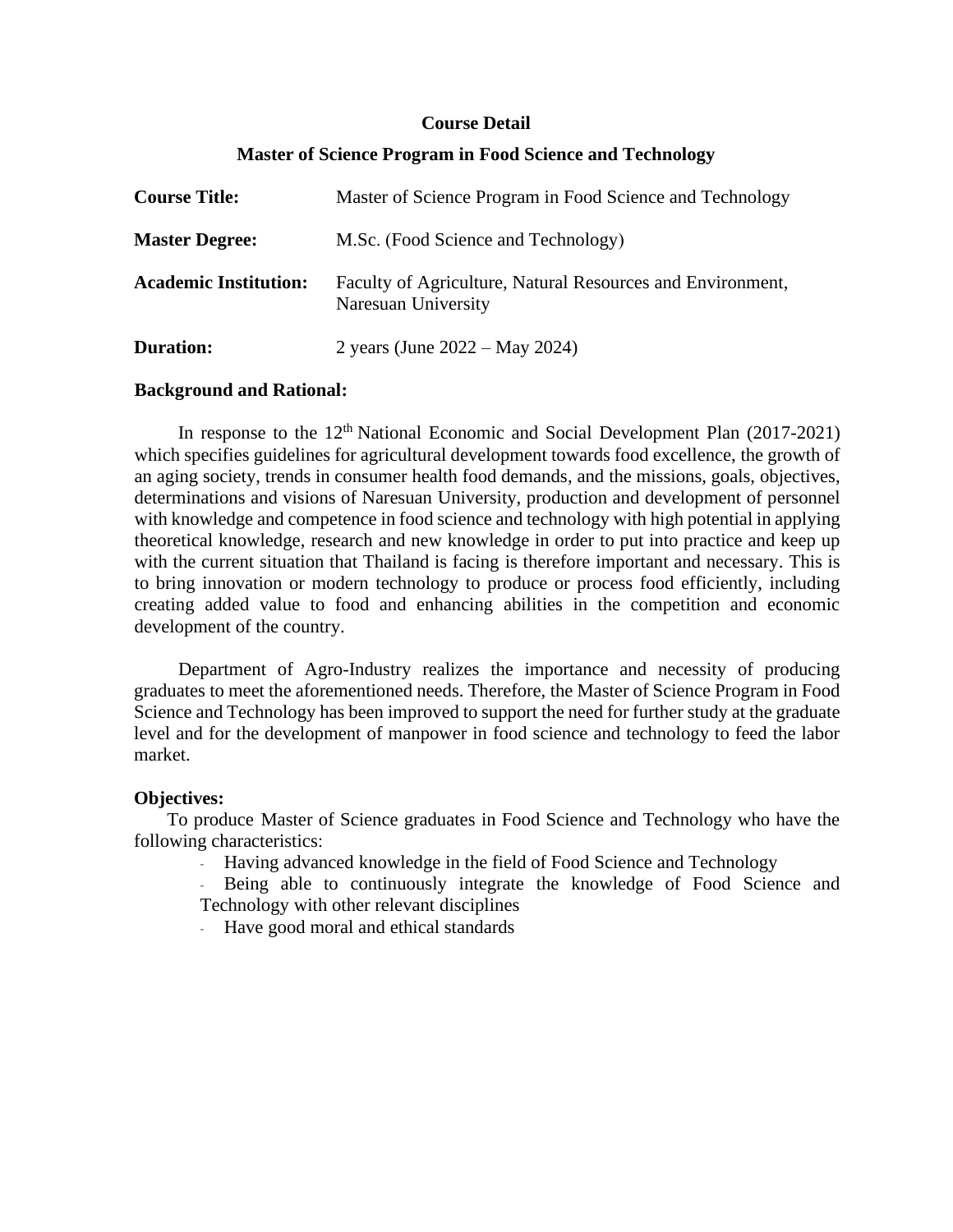# Course Detail

## Master of Science Program in Food Science and Technology

| | |
|---|---|
| **Course Title:** | Master of Science Program in Food Science and Technology |
| **Master Degree:** | M.Sc. (Food Science and Technology) |
| **Academic Institution:** | Faculty of Agriculture, Natural Resources and Environment, Naresuan University |
| **Duration:** | 2 years (June 2022 – May 2024) |

**Background and Rational:**

In response to the 12$^{th}$ National Economic and Social Development Plan (2017-2021) which specifies guidelines for agricultural development towards food excellence, the growth of an aging society, trends in consumer health food demands, and the missions, goals, objectives, determinations and visions of Naresuan University, production and development of personnel with knowledge and competence in food science and technology with high potential in applying theoretical knowledge, research and new knowledge in order to put into practice and keep up with the current situation that Thailand is facing is therefore important and necessary. This is to bring innovation or modern technology to produce or process food efficiently, including creating added value to food and enhancing abilities in the competition and economic development of the country.

Department of Agro-Industry realizes the importance and necessity of producing graduates to meet the aforementioned needs. Therefore, the Master of Science Program in Food Science and Technology has been improved to support the need for further study at the graduate level and for the development of manpower in food science and technology to feed the labor market.

**Objectives:**

To produce Master of Science graduates in Food Science and Technology who have the following characteristics:

- Having advanced knowledge in the field of Food Science and Technology
- Being able to continuously integrate the knowledge of Food Science and Technology with other relevant disciplines
- Have good moral and ethical standards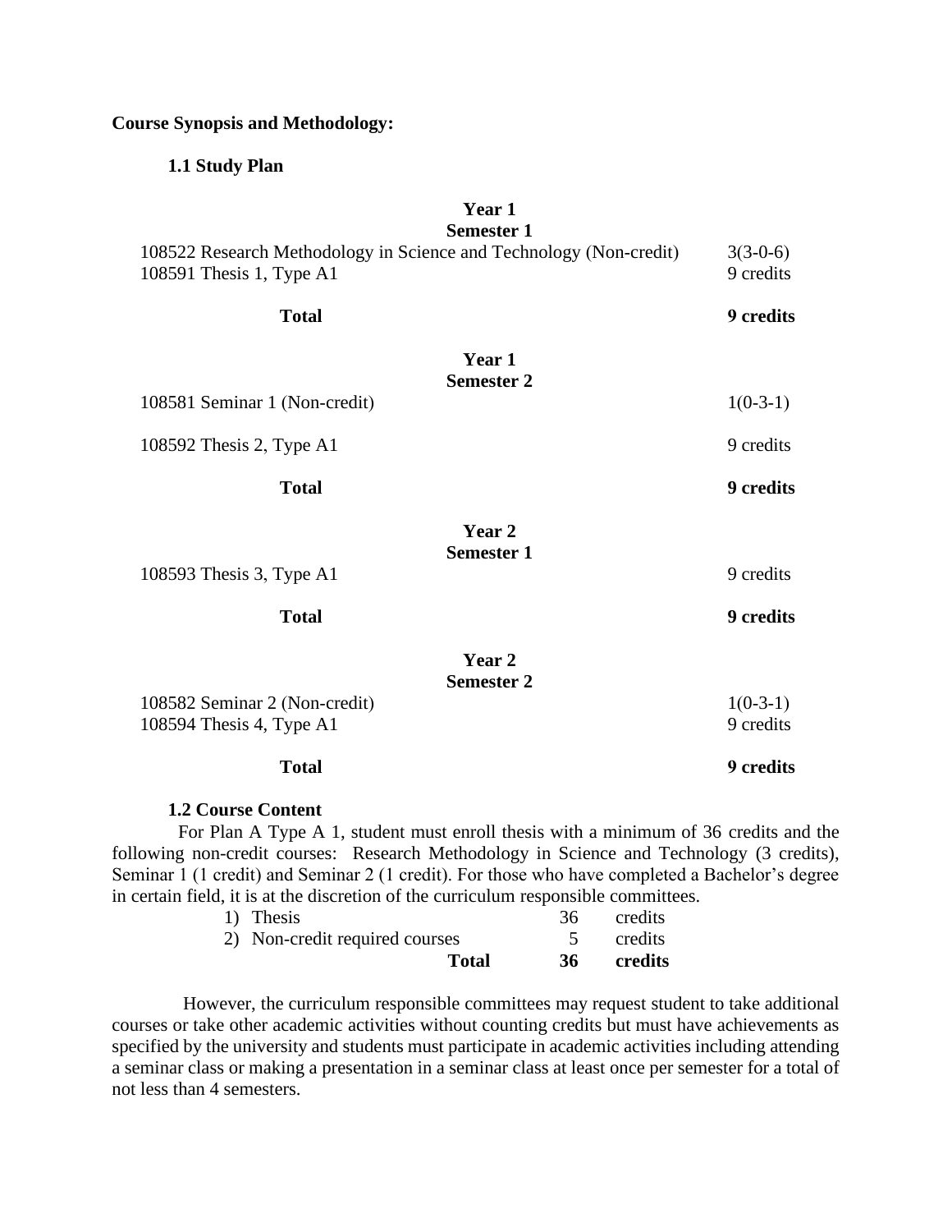**Course Synopsis and Methodology:**

**1.1 Study Plan**

**Year 1**
**Semester 1**

| | |
|---|---|
| 108522 Research Methodology in Science and Technology (Non-credit) | 3(3-0-6) |
| 108591 Thesis 1, Type A1 | 9 credits |
| **Total** | **9 credits** |

**Year 1**
**Semester 2**

| | |
|---|---|
| 108581 Seminar 1 (Non-credit) | 1(0-3-1) |
| 108592 Thesis 2, Type A1 | 9 credits |
| **Total** | **9 credits** |

**Year 2**
**Semester 1**

| | |
|---|---|
| 108593 Thesis 3, Type A1 | 9 credits |
| **Total** | **9 credits** |

**Year 2**
**Semester 2**

| | |
|---|---|
| 108582 Seminar 2 (Non-credit) | 1(0-3-1) |
| 108594 Thesis 4, Type A1 | 9 credits |
| **Total** | **9 credits** |

**1.2 Course Content**

For Plan A Type A 1, student must enroll thesis with a minimum of 36 credits and the following non-credit courses: Research Methodology in Science and Technology (3 credits), Seminar 1 (1 credit) and Seminar 2 (1 credit). For those who have completed a Bachelor's degree in certain field, it is at the discretion of the curriculum responsible committees.

| | | |
|---|---|---|
| 1) Thesis | 36 | credits |
| 2) Non-credit required courses | 5 | credits |
| **Total** | **36** | **credits** |

However, the curriculum responsible committees may request student to take additional courses or take other academic activities without counting credits but must have achievements as specified by the university and students must participate in academic activities including attending a seminar class or making a presentation in a seminar class at least once per semester for a total of not less than 4 semesters.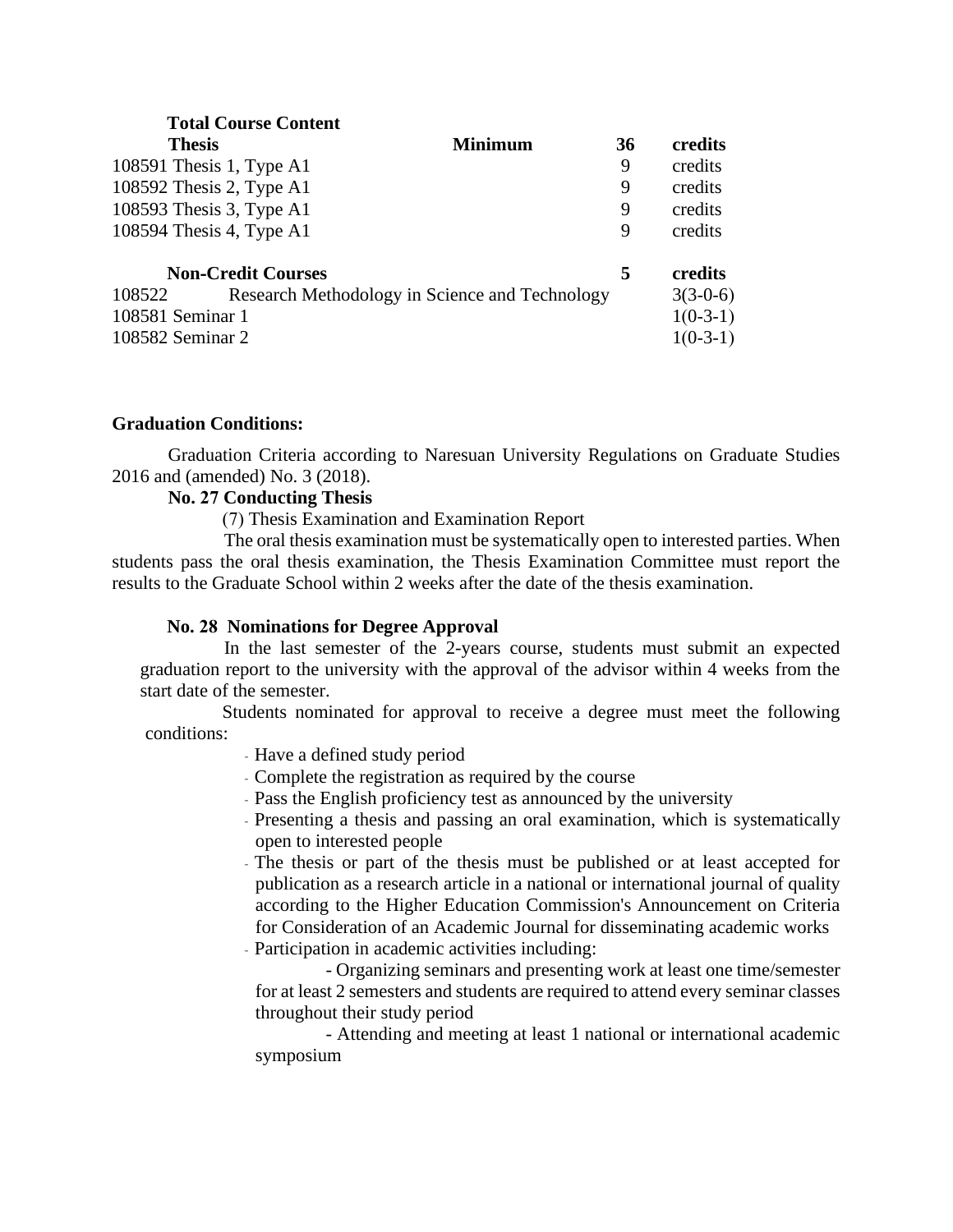**Total Course Content**

| | | | |
|---|---|---|---|
| **Thesis** | **Minimum** | **36** | **credits** |
| 108591 Thesis 1, Type A1 | | 9 | credits |
| 108592 Thesis 2, Type A1 | | 9 | credits |
| 108593 Thesis 3, Type A1 | | 9 | credits |
| 108594 Thesis 4, Type A1 | | 9 | credits |
| **Non-Credit Courses** | | **5** | **credits** |
| 108522 Research Methodology in Science and Technology | | | 3(3-0-6) |
| 108581 Seminar 1 | | | 1(0-3-1) |
| 108582 Seminar 2 | | | 1(0-3-1) |

**Graduation Conditions:**

Graduation Criteria according to Naresuan University Regulations on Graduate Studies 2016 and (amended) No. 3 (2018).

**No. 27 Conducting Thesis**

(7) Thesis Examination and Examination Report

The oral thesis examination must be systematically open to interested parties. When students pass the oral thesis examination, the Thesis Examination Committee must report the results to the Graduate School within 2 weeks after the date of the thesis examination.

**No. 28 Nominations for Degree Approval**

In the last semester of the 2-years course, students must submit an expected graduation report to the university with the approval of the advisor within 4 weeks from the start date of the semester.

Students nominated for approval to receive a degree must meet the following conditions:

- Have a defined study period
- Complete the registration as required by the course
- Pass the English proficiency test as announced by the university
- Presenting a thesis and passing an oral examination, which is systematically open to interested people
- The thesis or part of the thesis must be published or at least accepted for publication as a research article in a national or international journal of quality according to the Higher Education Commission's Announcement on Criteria for Consideration of an Academic Journal for disseminating academic works
- Participation in academic activities including:
  - Organizing seminars and presenting work at least one time/semester for at least 2 semesters and students are required to attend every seminar classes throughout their study period
  - Attending and meeting at least 1 national or international academic symposium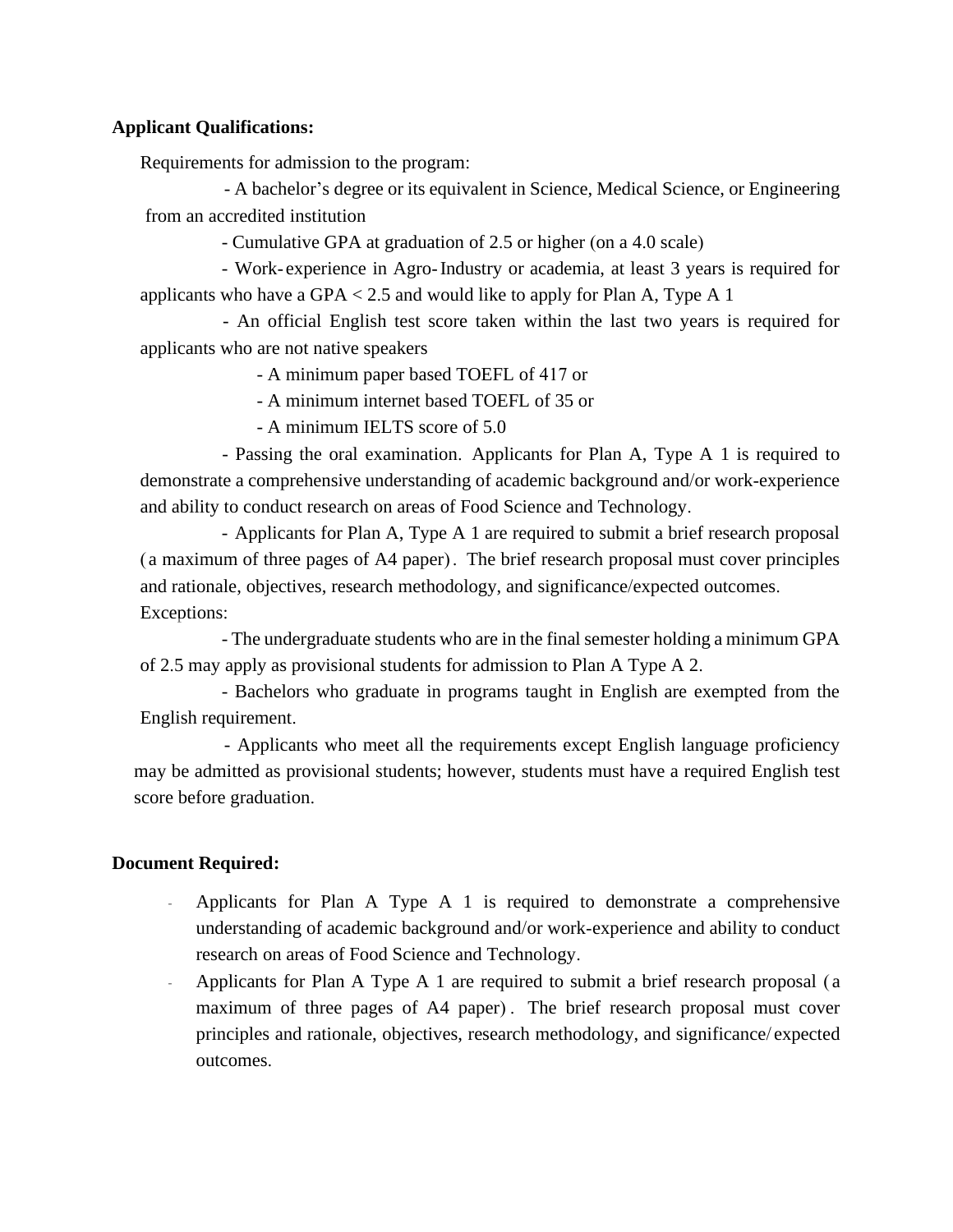**Applicant Qualifications:**

Requirements for admission to the program:

- A bachelor's degree or its equivalent in Science, Medical Science, or Engineering from an accredited institution
- Cumulative GPA at graduation of 2.5 or higher (on a 4.0 scale)
- Work-experience in Agro-Industry or academia, at least 3 years is required for applicants who have a GPA < 2.5 and would like to apply for Plan A, Type A 1
- An official English test score taken within the last two years is required for applicants who are not native speakers
  - A minimum paper based TOEFL of 417 or
  - A minimum internet based TOEFL of 35 or
  - A minimum IELTS score of 5.0
- Passing the oral examination. Applicants for Plan A, Type A 1 is required to demonstrate a comprehensive understanding of academic background and/or work-experience and ability to conduct research on areas of Food Science and Technology.
- Applicants for Plan A, Type A 1 are required to submit a brief research proposal (a maximum of three pages of A4 paper). The brief research proposal must cover principles and rationale, objectives, research methodology, and significance/expected outcomes.

Exceptions:

- The undergraduate students who are in the final semester holding a minimum GPA of 2.5 may apply as provisional students for admission to Plan A Type A 2.
- Bachelors who graduate in programs taught in English are exempted from the English requirement.
- Applicants who meet all the requirements except English language proficiency may be admitted as provisional students; however, students must have a required English test score before graduation.

**Document Required:**

- Applicants for Plan A Type A 1 is required to demonstrate a comprehensive understanding of academic background and/or work-experience and ability to conduct research on areas of Food Science and Technology.
- Applicants for Plan A Type A 1 are required to submit a brief research proposal (a maximum of three pages of A4 paper). The brief research proposal must cover principles and rationale, objectives, research methodology, and significance/expected outcomes.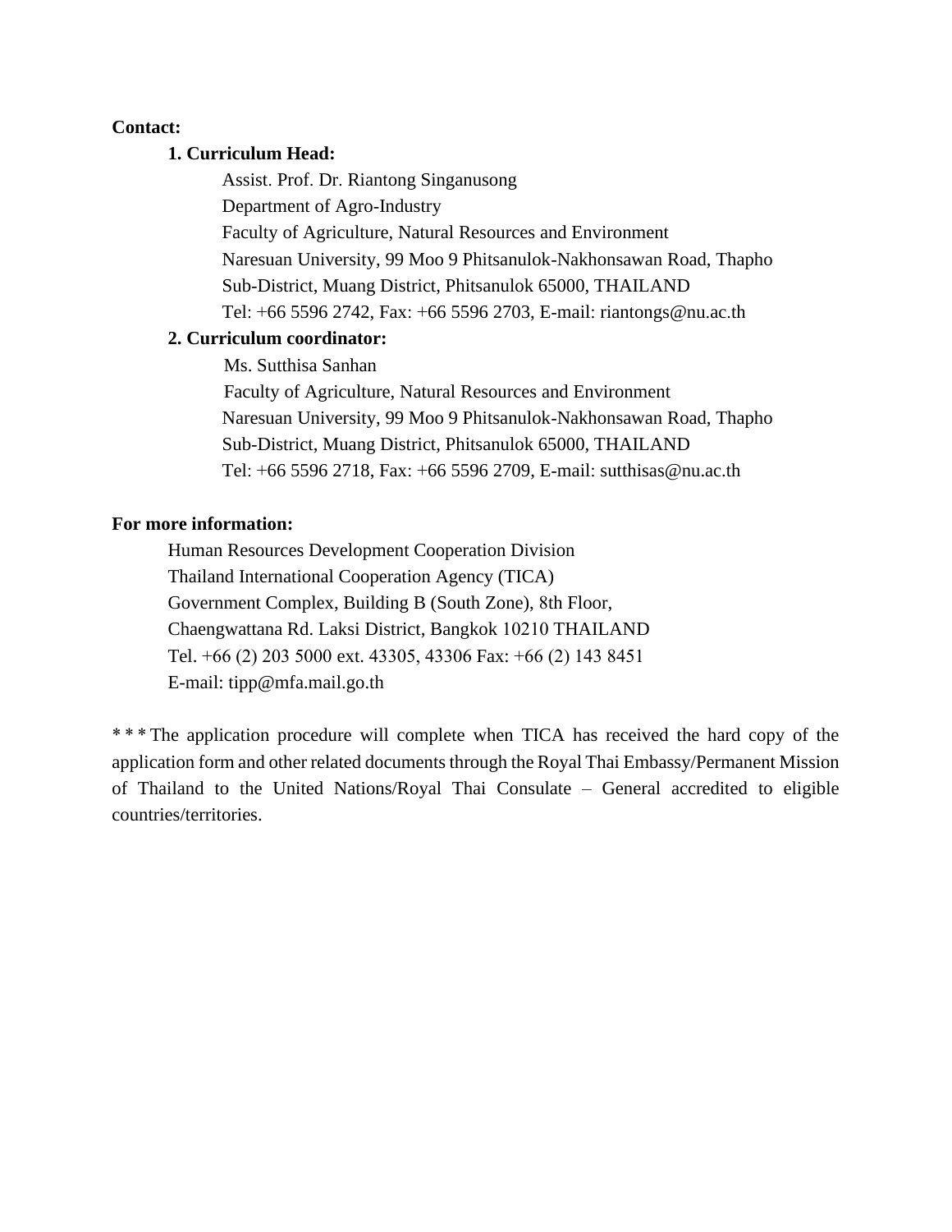**Contact:**

**1. Curriculum Head:**

Assist. Prof. Dr. Riantong Singanusong
Department of Agro-Industry
Faculty of Agriculture, Natural Resources and Environment
Naresuan University, 99 Moo 9 Phitsanulok-Nakhonsawan Road, Thapho Sub-District, Muang District, Phitsanulok 65000, THAILAND
Tel: +66 5596 2742, Fax: +66 5596 2703, E-mail: riantongs@nu.ac.th

**2. Curriculum coordinator:**

Ms. Sutthisa Sanhan
Faculty of Agriculture, Natural Resources and Environment
Naresuan University, 99 Moo 9 Phitsanulok-Nakhonsawan Road, Thapho Sub-District, Muang District, Phitsanulok 65000, THAILAND
Tel: +66 5596 2718, Fax: +66 5596 2709, E-mail: sutthisas@nu.ac.th

**For more information:**

Human Resources Development Cooperation Division
Thailand International Cooperation Agency (TICA)
Government Complex, Building B (South Zone), 8th Floor,
Chaengwattana Rd. Laksi District, Bangkok 10210 THAILAND
Tel. +66 (2) 203 5000 ext. 43305, 43306 Fax: +66 (2) 143 8451
E-mail: tipp@mfa.mail.go.th

* * * The application procedure will complete when TICA has received the hard copy of the application form and other related documents through the Royal Thai Embassy/Permanent Mission of Thailand to the United Nations/Royal Thai Consulate – General accredited to eligible countries/territories.